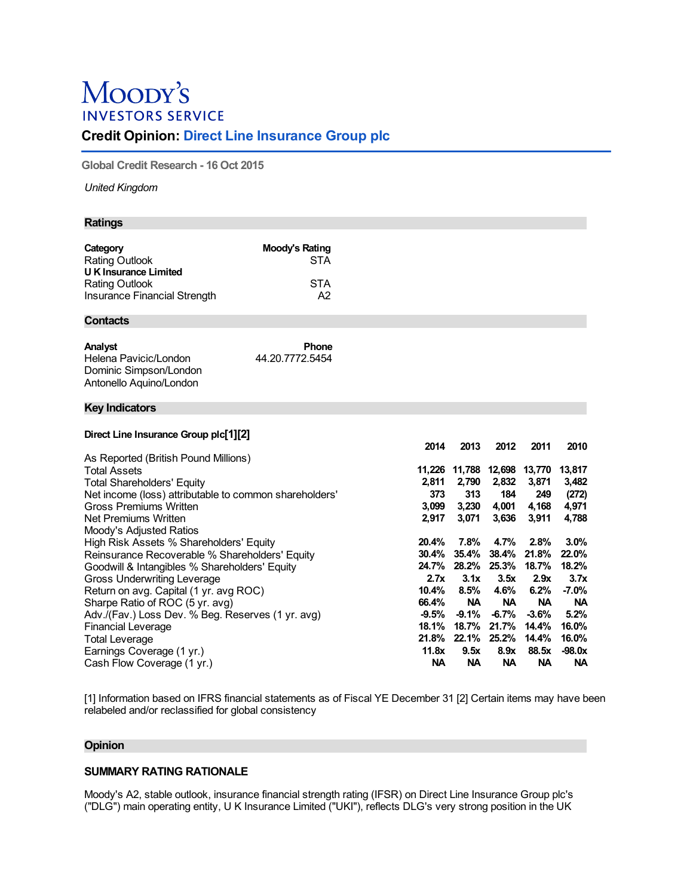# Moody's INVESTORS SERVICE

## Credit Opinion: Direct Line Insurance Group plc

Global Credit Research - 16 Oct 2015

*United Kingdom*

### Ratings

| Category | Moody's Rating |
|---|---|
| Rating Outlook | STA |
| **U K Insurance Limited** | |
| Rating Outlook | STA |
| Insurance Financial Strength | A2 |

### Contacts

| Analyst | Phone |
|---|---|
| Helena Pavicic/London | 44.20.7772.5454 |
| Dominic Simpson/London | |
| Antonello Aquino/London | |

### Key Indicators

**Direct Line Insurance Group plc[1][2]**

| | 2014 | 2013 | 2012 | 2011 | 2010 |
|---|---|---|---|---|---|
| As Reported (British Pound Millions) | | | | | |
| Total Assets | 11,226 | 11,788 | 12,698 | 13,770 | 13,817 |
| Total Shareholders' Equity | 2,811 | 2,790 | 2,832 | 3,871 | 3,482 |
| Net income (loss) attributable to common shareholders' | 373 | 313 | 184 | 249 | (272) |
| Gross Premiums Written | 3,099 | 3,230 | 4,001 | 4,168 | 4,971 |
| Net Premiums Written | 2,917 | 3,071 | 3,636 | 3,911 | 4,788 |
| Moody's Adjusted Ratios | | | | | |
| High Risk Assets % Shareholders' Equity | 20.4% | 7.8% | 4.7% | 2.8% | 3.0% |
| Reinsurance Recoverable % Shareholders' Equity | 30.4% | 35.4% | 38.4% | 21.8% | 22.0% |
| Goodwill & Intangibles % Shareholders' Equity | 24.7% | 28.2% | 25.3% | 18.7% | 18.2% |
| Gross Underwriting Leverage | 2.7x | 3.1x | 3.5x | 2.9x | 3.7x |
| Return on avg. Capital (1 yr. avg ROC) | 10.4% | 8.5% | 4.6% | 6.2% | -7.0% |
| Sharpe Ratio of ROC (5 yr. avg) | 66.4% | NA | NA | NA | NA |
| Adv./(Fav.) Loss Dev. % Beg. Reserves (1 yr. avg) | -9.5% | -9.1% | -6.7% | -3.6% | 5.2% |
| Financial Leverage | 18.1% | 18.7% | 21.7% | 14.4% | 16.0% |
| Total Leverage | 21.8% | 22.1% | 25.2% | 14.4% | 16.0% |
| Earnings Coverage (1 yr.) | 11.8x | 9.5x | 8.9x | 88.5x | -98.0x |
| Cash Flow Coverage (1 yr.) | NA | NA | NA | NA | NA |

[1] Information based on IFRS financial statements as of Fiscal YE December 31 [2] Certain items may have been relabeled and/or reclassified for global consistency

### Opinion

#### SUMMARY RATING RATIONALE

Moody's A2, stable outlook, insurance financial strength rating (IFSR) on Direct Line Insurance Group plc's ("DLG") main operating entity, U K Insurance Limited ("UKI"), reflects DLG's very strong position in the UK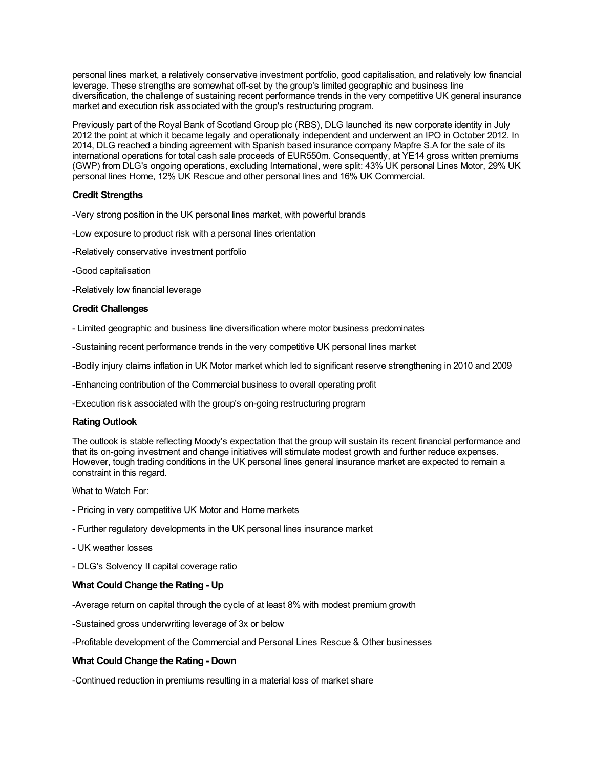personal lines market, a relatively conservative investment portfolio, good capitalisation, and relatively low financial leverage. These strengths are somewhat off-set by the group's limited geographic and business line diversification, the challenge of sustaining recent performance trends in the very competitive UK general insurance market and execution risk associated with the group's restructuring program.

Previously part of the Royal Bank of Scotland Group plc (RBS), DLG launched its new corporate identity in July 2012 the point at which it became legally and operationally independent and underwent an IPO in October 2012. In 2014, DLG reached a binding agreement with Spanish based insurance company Mapfre S.A for the sale of its international operations for total cash sale proceeds of EUR550m. Consequently, at YE14 gross written premiums (GWP) from DLG's ongoing operations, excluding International, were split: 43% UK personal Lines Motor, 29% UK personal lines Home, 12% UK Rescue and other personal lines and 16% UK Commercial.

### Credit Strengths

-Very strong position in the UK personal lines market, with powerful brands

-Low exposure to product risk with a personal lines orientation

-Relatively conservative investment portfolio

-Good capitalisation

-Relatively low financial leverage

### Credit Challenges

- Limited geographic and business line diversification where motor business predominates

-Sustaining recent performance trends in the very competitive UK personal lines market

-Bodily injury claims inflation in UK Motor market which led to significant reserve strengthening in 2010 and 2009

-Enhancing contribution of the Commercial business to overall operating profit

-Execution risk associated with the group's on-going restructuring program

### Rating Outlook

The outlook is stable reflecting Moody's expectation that the group will sustain its recent financial performance and that its on-going investment and change initiatives will stimulate modest growth and further reduce expenses. However, tough trading conditions in the UK personal lines general insurance market are expected to remain a constraint in this regard.

What to Watch For:

- Pricing in very competitive UK Motor and Home markets

- Further regulatory developments in the UK personal lines insurance market

- UK weather losses

- DLG's Solvency II capital coverage ratio

### What Could Change the Rating - Up

-Average return on capital through the cycle of at least 8% with modest premium growth

-Sustained gross underwriting leverage of 3x or below

-Profitable development of the Commercial and Personal Lines Rescue & Other businesses

### What Could Change the Rating - Down

-Continued reduction in premiums resulting in a material loss of market share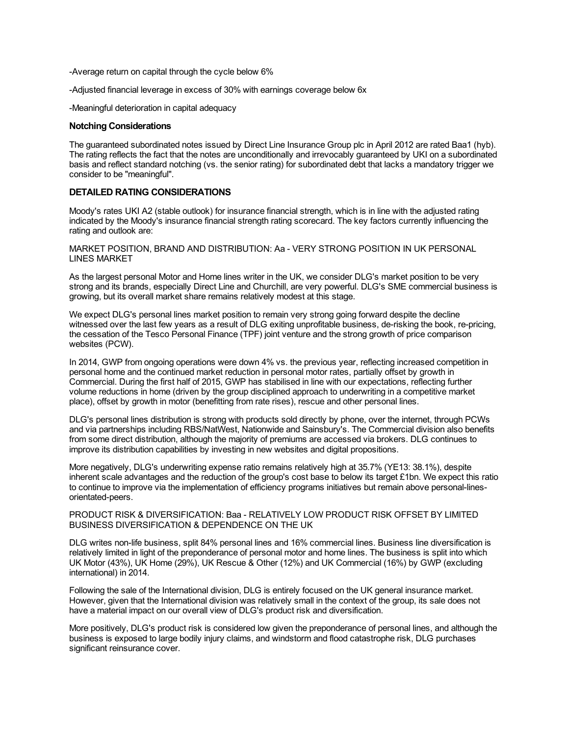-Average return on capital through the cycle below 6%

-Adjusted financial leverage in excess of 30% with earnings coverage below 6x

-Meaningful deterioration in capital adequacy

**Notching Considerations**

The guaranteed subordinated notes issued by Direct Line Insurance Group plc in April 2012 are rated Baa1 (hyb). The rating reflects the fact that the notes are unconditionally and irrevocably guaranteed by UKI on a subordinated basis and reflect standard notching (vs. the senior rating) for subordinated debt that lacks a mandatory trigger we consider to be "meaningful".

## DETAILED RATING CONSIDERATIONS

Moody's rates UKI A2 (stable outlook) for insurance financial strength, which is in line with the adjusted rating indicated by the Moody's insurance financial strength rating scorecard. The key factors currently influencing the rating and outlook are:

MARKET POSITION, BRAND AND DISTRIBUTION: Aa - VERY STRONG POSITION IN UK PERSONAL LINES MARKET

As the largest personal Motor and Home lines writer in the UK, we consider DLG's market position to be very strong and its brands, especially Direct Line and Churchill, are very powerful. DLG's SME commercial business is growing, but its overall market share remains relatively modest at this stage.

We expect DLG's personal lines market position to remain very strong going forward despite the decline witnessed over the last few years as a result of DLG exiting unprofitable business, de-risking the book, re-pricing, the cessation of the Tesco Personal Finance (TPF) joint venture and the strong growth of price comparison websites (PCW).

In 2014, GWP from ongoing operations were down 4% vs. the previous year, reflecting increased competition in personal home and the continued market reduction in personal motor rates, partially offset by growth in Commercial. During the first half of 2015, GWP has stabilised in line with our expectations, reflecting further volume reductions in home (driven by the group disciplined approach to underwriting in a competitive market place), offset by growth in motor (benefitting from rate rises), rescue and other personal lines.

DLG's personal lines distribution is strong with products sold directly by phone, over the internet, through PCWs and via partnerships including RBS/NatWest, Nationwide and Sainsbury's. The Commercial division also benefits from some direct distribution, although the majority of premiums are accessed via brokers. DLG continues to improve its distribution capabilities by investing in new websites and digital propositions.

More negatively, DLG's underwriting expense ratio remains relatively high at 35.7% (YE13: 38.1%), despite inherent scale advantages and the reduction of the group's cost base to below its target £1bn. We expect this ratio to continue to improve via the implementation of efficiency programs initiatives but remain above personal-lines-orientated-peers.

PRODUCT RISK & DIVERSIFICATION: Baa - RELATIVELY LOW PRODUCT RISK OFFSET BY LIMITED BUSINESS DIVERSIFICATION & DEPENDENCE ON THE UK

DLG writes non-life business, split 84% personal lines and 16% commercial lines. Business line diversification is relatively limited in light of the preponderance of personal motor and home lines. The business is split into which UK Motor (43%), UK Home (29%), UK Rescue & Other (12%) and UK Commercial (16%) by GWP (excluding international) in 2014.

Following the sale of the International division, DLG is entirely focused on the UK general insurance market. However, given that the International division was relatively small in the context of the group, its sale does not have a material impact on our overall view of DLG's product risk and diversification.

More positively, DLG's product risk is considered low given the preponderance of personal lines, and although the business is exposed to large bodily injury claims, and windstorm and flood catastrophe risk, DLG purchases significant reinsurance cover.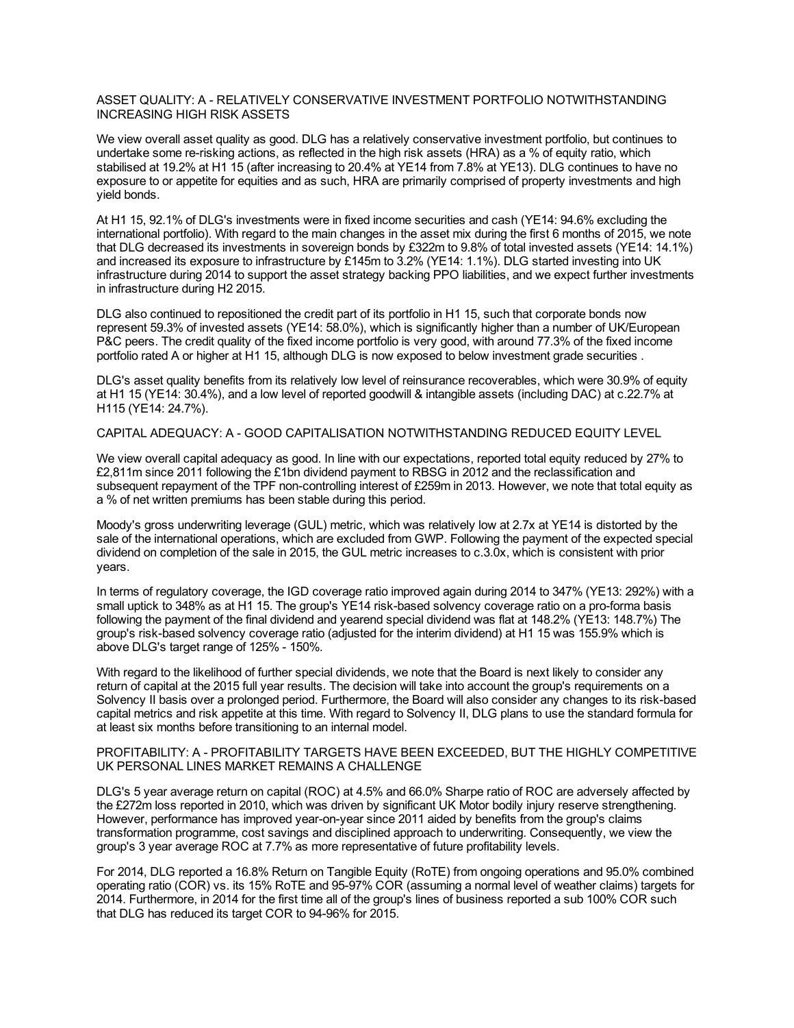## ASSET QUALITY: A - RELATIVELY CONSERVATIVE INVESTMENT PORTFOLIO NOTWITHSTANDING INCREASING HIGH RISK ASSETS

We view overall asset quality as good. DLG has a relatively conservative investment portfolio, but continues to undertake some re-risking actions, as reflected in the high risk assets (HRA) as a % of equity ratio, which stabilised at 19.2% at H1 15 (after increasing to 20.4% at YE14 from 7.8% at YE13). DLG continues to have no exposure to or appetite for equities and as such, HRA are primarily comprised of property investments and high yield bonds.

At H1 15, 92.1% of DLG's investments were in fixed income securities and cash (YE14: 94.6% excluding the international portfolio). With regard to the main changes in the asset mix during the first 6 months of 2015, we note that DLG decreased its investments in sovereign bonds by £322m to 9.8% of total invested assets (YE14: 14.1%) and increased its exposure to infrastructure by £145m to 3.2% (YE14: 1.1%). DLG started investing into UK infrastructure during 2014 to support the asset strategy backing PPO liabilities, and we expect further investments in infrastructure during H2 2015.

DLG also continued to repositioned the credit part of its portfolio in H1 15, such that corporate bonds now represent 59.3% of invested assets (YE14: 58.0%), which is significantly higher than a number of UK/European P&C peers. The credit quality of the fixed income portfolio is very good, with around 77.3% of the fixed income portfolio rated A or higher at H1 15, although DLG is now exposed to below investment grade securities .

DLG's asset quality benefits from its relatively low level of reinsurance recoverables, which were 30.9% of equity at H1 15 (YE14: 30.4%), and a low level of reported goodwill & intangible assets (including DAC) at c.22.7% at H115 (YE14: 24.7%).

## CAPITAL ADEQUACY: A - GOOD CAPITALISATION NOTWITHSTANDING REDUCED EQUITY LEVEL

We view overall capital adequacy as good. In line with our expectations, reported total equity reduced by 27% to £2,811m since 2011 following the £1bn dividend payment to RBSG in 2012 and the reclassification and subsequent repayment of the TPF non-controlling interest of £259m in 2013. However, we note that total equity as a % of net written premiums has been stable during this period.

Moody's gross underwriting leverage (GUL) metric, which was relatively low at 2.7x at YE14 is distorted by the sale of the international operations, which are excluded from GWP. Following the payment of the expected special dividend on completion of the sale in 2015, the GUL metric increases to c.3.0x, which is consistent with prior years.

In terms of regulatory coverage, the IGD coverage ratio improved again during 2014 to 347% (YE13: 292%) with a small uptick to 348% as at H1 15. The group's YE14 risk-based solvency coverage ratio on a pro-forma basis following the payment of the final dividend and yearend special dividend was flat at 148.2% (YE13: 148.7%) The group's risk-based solvency coverage ratio (adjusted for the interim dividend) at H1 15 was 155.9% which is above DLG's target range of 125% - 150%.

With regard to the likelihood of further special dividends, we note that the Board is next likely to consider any return of capital at the 2015 full year results. The decision will take into account the group's requirements on a Solvency II basis over a prolonged period. Furthermore, the Board will also consider any changes to its risk-based capital metrics and risk appetite at this time. With regard to Solvency II, DLG plans to use the standard formula for at least six months before transitioning to an internal model.

## PROFITABILITY: A - PROFITABILITY TARGETS HAVE BEEN EXCEEDED, BUT THE HIGHLY COMPETITIVE UK PERSONAL LINES MARKET REMAINS A CHALLENGE

DLG's 5 year average return on capital (ROC) at 4.5% and 66.0% Sharpe ratio of ROC are adversely affected by the £272m loss reported in 2010, which was driven by significant UK Motor bodily injury reserve strengthening. However, performance has improved year-on-year since 2011 aided by benefits from the group's claims transformation programme, cost savings and disciplined approach to underwriting. Consequently, we view the group's 3 year average ROC at 7.7% as more representative of future profitability levels.

For 2014, DLG reported a 16.8% Return on Tangible Equity (RoTE) from ongoing operations and 95.0% combined operating ratio (COR) vs. its 15% RoTE and 95-97% COR (assuming a normal level of weather claims) targets for 2014. Furthermore, in 2014 for the first time all of the group's lines of business reported a sub 100% COR such that DLG has reduced its target COR to 94-96% for 2015.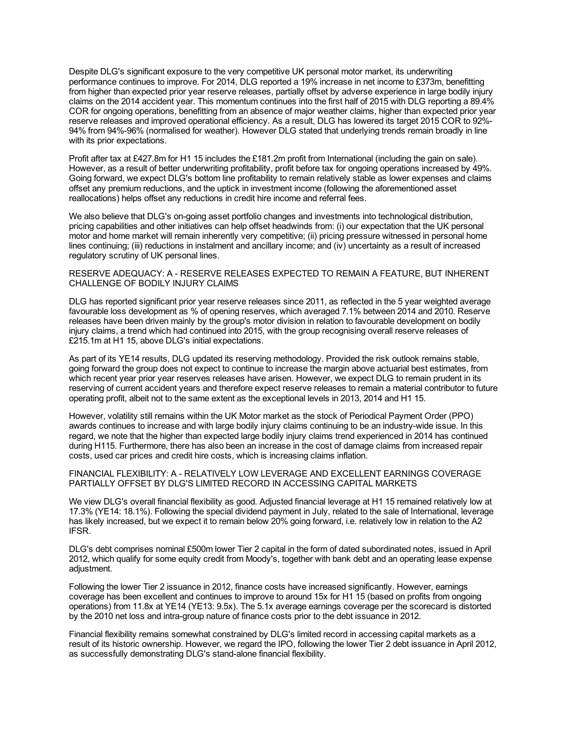Despite DLG's significant exposure to the very competitive UK personal motor market, its underwriting performance continues to improve. For 2014, DLG reported a 19% increase in net income to £373m, benefitting from higher than expected prior year reserve releases, partially offset by adverse experience in large bodily injury claims on the 2014 accident year. This momentum continues into the first half of 2015 with DLG reporting a 89.4% COR for ongoing operations, benefitting from an absence of major weather claims, higher than expected prior year reserve releases and improved operational efficiency. As a result, DLG has lowered its target 2015 COR to 92%-94% from 94%-96% (normalised for weather). However DLG stated that underlying trends remain broadly in line with its prior expectations.

Profit after tax at £427.8m for H1 15 includes the £181.2m profit from International (including the gain on sale). However, as a result of better underwriting profitability, profit before tax for ongoing operations increased by 49%. Going forward, we expect DLG's bottom line profitability to remain relatively stable as lower expenses and claims offset any premium reductions, and the uptick in investment income (following the aforementioned asset reallocations) helps offset any reductions in credit hire income and referral fees.

We also believe that DLG's on-going asset portfolio changes and investments into technological distribution, pricing capabilities and other initiatives can help offset headwinds from: (i) our expectation that the UK personal motor and home market will remain inherently very competitive; (ii) pricing pressure witnessed in personal home lines continuing; (iii) reductions in instalment and ancillary income; and (iv) uncertainty as a result of increased regulatory scrutiny of UK personal lines.

RESERVE ADEQUACY: A - RESERVE RELEASES EXPECTED TO REMAIN A FEATURE, BUT INHERENT CHALLENGE OF BODILY INJURY CLAIMS

DLG has reported significant prior year reserve releases since 2011, as reflected in the 5 year weighted average favourable loss development as % of opening reserves, which averaged 7.1% between 2014 and 2010. Reserve releases have been driven mainly by the group's motor division in relation to favourable development on bodily injury claims, a trend which had continued into 2015, with the group recognising overall reserve releases of £215.1m at H1 15, above DLG's initial expectations.

As part of its YE14 results, DLG updated its reserving methodology. Provided the risk outlook remains stable, going forward the group does not expect to continue to increase the margin above actuarial best estimates, from which recent year prior year reserves releases have arisen. However, we expect DLG to remain prudent in its reserving of current accident years and therefore expect reserve releases to remain a material contributor to future operating profit, albeit not to the same extent as the exceptional levels in 2013, 2014 and H1 15.

However, volatility still remains within the UK Motor market as the stock of Periodical Payment Order (PPO) awards continues to increase and with large bodily injury claims continuing to be an industry-wide issue. In this regard, we note that the higher than expected large bodily injury claims trend experienced in 2014 has continued during H115. Furthermore, there has also been an increase in the cost of damage claims from increased repair costs, used car prices and credit hire costs, which is increasing claims inflation.

FINANCIAL FLEXIBILITY: A - RELATIVELY LOW LEVERAGE AND EXCELLENT EARNINGS COVERAGE PARTIALLY OFFSET BY DLG'S LIMITED RECORD IN ACCESSING CAPITAL MARKETS

We view DLG's overall financial flexibility as good. Adjusted financial leverage at H1 15 remained relatively low at 17.3% (YE14: 18.1%). Following the special dividend payment in July, related to the sale of International, leverage has likely increased, but we expect it to remain below 20% going forward, i.e. relatively low in relation to the A2 IFSR.

DLG's debt comprises nominal £500m lower Tier 2 capital in the form of dated subordinated notes, issued in April 2012, which qualify for some equity credit from Moody's, together with bank debt and an operating lease expense adjustment.

Following the lower Tier 2 issuance in 2012, finance costs have increased significantly. However, earnings coverage has been excellent and continues to improve to around 15x for H1 15 (based on profits from ongoing operations) from 11.8x at YE14 (YE13: 9.5x). The 5.1x average earnings coverage per the scorecard is distorted by the 2010 net loss and intra-group nature of finance costs prior to the debt issuance in 2012.

Financial flexibility remains somewhat constrained by DLG's limited record in accessing capital markets as a result of its historic ownership. However, we regard the IPO, following the lower Tier 2 debt issuance in April 2012, as successfully demonstrating DLG's stand-alone financial flexibility.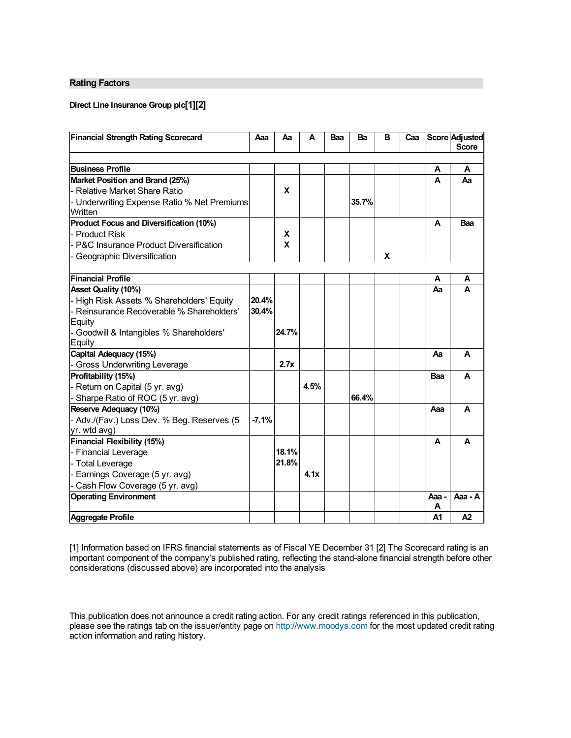## Rating Factors

**Direct Line Insurance Group plc[1][2]**

| Financial Strength Rating Scorecard | Aaa | Aa | A | Baa | Ba | B | Caa | Score | Adjusted Score |
|---|---|---|---|---|---|---|---|---|---|
| | | | | | | | | | |
| **Business Profile** | | | | | | | | A | A |
| **Market Position and Brand (25%)** | | | | | | | | A | Aa |
| - Relative Market Share Ratio | | X | | | | | | | |
| - Underwriting Expense Ratio % Net Premiums Written | | | | | 35.7% | | | | |
| **Product Focus and Diversification (10%)** | | | | | | | | A | Baa |
| - Product Risk | | X | | | | | | | |
| - P&C Insurance Product Diversification | | X | | | | | | | |
| - Geographic Diversification | | | | | | X | | | |
| | | | | | | | | | |
| **Financial Profile** | | | | | | | | A | A |
| **Asset Quality (10%)** | | | | | | | | Aa | A |
| - High Risk Assets % Shareholders' Equity | 20.4% | | | | | | | | |
| - Reinsurance Recoverable % Shareholders' Equity | 30.4% | | | | | | | | |
| - Goodwill & Intangibles % Shareholders' Equity | | 24.7% | | | | | | | |
| **Capital Adequacy (15%)** | | | | | | | | Aa | A |
| - Gross Underwriting Leverage | | 2.7x | | | | | | | |
| **Profitability (15%)** | | | | | | | | Baa | A |
| - Return on Capital (5 yr. avg) | | | 4.5% | | | | | | |
| - Sharpe Ratio of ROC (5 yr. avg) | | | | | 66.4% | | | | |
| **Reserve Adequacy (10%)** | | | | | | | | Aaa | A |
| - Adv./(Fav.) Loss Dev. % Beg. Reserves (5 yr. wtd avg) | -7.1% | | | | | | | | |
| **Financial Flexibility (15%)** | | | | | | | | A | A |
| - Financial Leverage | | 18.1% | | | | | | | |
| - Total Leverage | | 21.8% | | | | | | | |
| - Earnings Coverage (5 yr. avg) | | | 4.1x | | | | | | |
| - Cash Flow Coverage (5 yr. avg) | | | | | | | | | |
| **Operating Environment** | | | | | | | | Aaa - A | Aaa - A |
| **Aggregate Profile** | | | | | | | | A1 | A2 |

[1] Information based on IFRS financial statements as of Fiscal YE December 31 [2] The Scorecard rating is an important component of the company's published rating, reflecting the stand-alone financial strength before other considerations (discussed above) are incorporated into the analysis

This publication does not announce a credit rating action. For any credit ratings referenced in this publication, please see the ratings tab on the issuer/entity page on http://www.moodys.com for the most updated credit rating action information and rating history.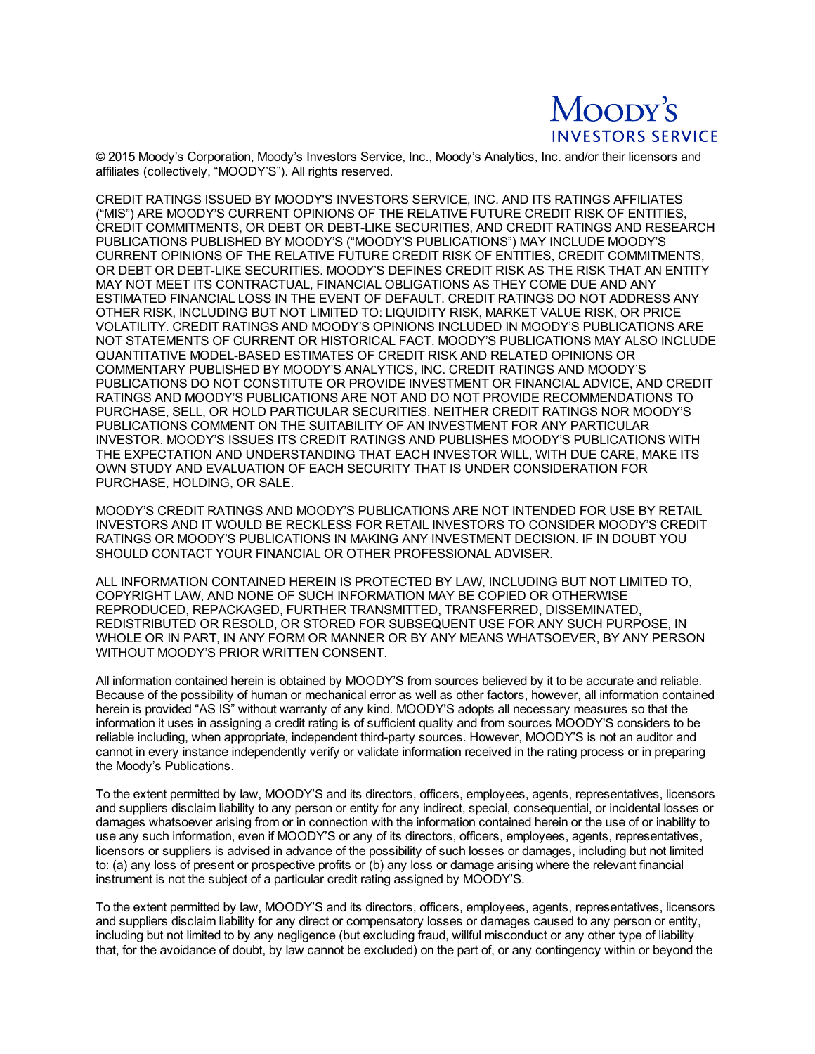Moody's INVESTORS SERVICE

© 2015 Moody's Corporation, Moody's Investors Service, Inc., Moody's Analytics, Inc. and/or their licensors and affiliates (collectively, "MOODY'S"). All rights reserved.

CREDIT RATINGS ISSUED BY MOODY'S INVESTORS SERVICE, INC. AND ITS RATINGS AFFILIATES ("MIS") ARE MOODY'S CURRENT OPINIONS OF THE RELATIVE FUTURE CREDIT RISK OF ENTITIES, CREDIT COMMITMENTS, OR DEBT OR DEBT-LIKE SECURITIES, AND CREDIT RATINGS AND RESEARCH PUBLICATIONS PUBLISHED BY MOODY'S ("MOODY'S PUBLICATIONS") MAY INCLUDE MOODY'S CURRENT OPINIONS OF THE RELATIVE FUTURE CREDIT RISK OF ENTITIES, CREDIT COMMITMENTS, OR DEBT OR DEBT-LIKE SECURITIES. MOODY'S DEFINES CREDIT RISK AS THE RISK THAT AN ENTITY MAY NOT MEET ITS CONTRACTUAL, FINANCIAL OBLIGATIONS AS THEY COME DUE AND ANY ESTIMATED FINANCIAL LOSS IN THE EVENT OF DEFAULT. CREDIT RATINGS DO NOT ADDRESS ANY OTHER RISK, INCLUDING BUT NOT LIMITED TO: LIQUIDITY RISK, MARKET VALUE RISK, OR PRICE VOLATILITY. CREDIT RATINGS AND MOODY'S OPINIONS INCLUDED IN MOODY'S PUBLICATIONS ARE NOT STATEMENTS OF CURRENT OR HISTORICAL FACT. MOODY'S PUBLICATIONS MAY ALSO INCLUDE QUANTITATIVE MODEL-BASED ESTIMATES OF CREDIT RISK AND RELATED OPINIONS OR COMMENTARY PUBLISHED BY MOODY'S ANALYTICS, INC. CREDIT RATINGS AND MOODY'S PUBLICATIONS DO NOT CONSTITUTE OR PROVIDE INVESTMENT OR FINANCIAL ADVICE, AND CREDIT RATINGS AND MOODY'S PUBLICATIONS ARE NOT AND DO NOT PROVIDE RECOMMENDATIONS TO PURCHASE, SELL, OR HOLD PARTICULAR SECURITIES. NEITHER CREDIT RATINGS NOR MOODY'S PUBLICATIONS COMMENT ON THE SUITABILITY OF AN INVESTMENT FOR ANY PARTICULAR INVESTOR. MOODY'S ISSUES ITS CREDIT RATINGS AND PUBLISHES MOODY'S PUBLICATIONS WITH THE EXPECTATION AND UNDERSTANDING THAT EACH INVESTOR WILL, WITH DUE CARE, MAKE ITS OWN STUDY AND EVALUATION OF EACH SECURITY THAT IS UNDER CONSIDERATION FOR PURCHASE, HOLDING, OR SALE.

MOODY'S CREDIT RATINGS AND MOODY'S PUBLICATIONS ARE NOT INTENDED FOR USE BY RETAIL INVESTORS AND IT WOULD BE RECKLESS FOR RETAIL INVESTORS TO CONSIDER MOODY'S CREDIT RATINGS OR MOODY'S PUBLICATIONS IN MAKING ANY INVESTMENT DECISION. IF IN DOUBT YOU SHOULD CONTACT YOUR FINANCIAL OR OTHER PROFESSIONAL ADVISER.

ALL INFORMATION CONTAINED HEREIN IS PROTECTED BY LAW, INCLUDING BUT NOT LIMITED TO, COPYRIGHT LAW, AND NONE OF SUCH INFORMATION MAY BE COPIED OR OTHERWISE REPRODUCED, REPACKAGED, FURTHER TRANSMITTED, TRANSFERRED, DISSEMINATED, REDISTRIBUTED OR RESOLD, OR STORED FOR SUBSEQUENT USE FOR ANY SUCH PURPOSE, IN WHOLE OR IN PART, IN ANY FORM OR MANNER OR BY ANY MEANS WHATSOEVER, BY ANY PERSON WITHOUT MOODY'S PRIOR WRITTEN CONSENT.

All information contained herein is obtained by MOODY'S from sources believed by it to be accurate and reliable. Because of the possibility of human or mechanical error as well as other factors, however, all information contained herein is provided "AS IS" without warranty of any kind. MOODY'S adopts all necessary measures so that the information it uses in assigning a credit rating is of sufficient quality and from sources MOODY'S considers to be reliable including, when appropriate, independent third-party sources. However, MOODY'S is not an auditor and cannot in every instance independently verify or validate information received in the rating process or in preparing the Moody's Publications.

To the extent permitted by law, MOODY'S and its directors, officers, employees, agents, representatives, licensors and suppliers disclaim liability to any person or entity for any indirect, special, consequential, or incidental losses or damages whatsoever arising from or in connection with the information contained herein or the use of or inability to use any such information, even if MOODY'S or any of its directors, officers, employees, agents, representatives, licensors or suppliers is advised in advance of the possibility of such losses or damages, including but not limited to: (a) any loss of present or prospective profits or (b) any loss or damage arising where the relevant financial instrument is not the subject of a particular credit rating assigned by MOODY'S.

To the extent permitted by law, MOODY'S and its directors, officers, employees, agents, representatives, licensors and suppliers disclaim liability for any direct or compensatory losses or damages caused to any person or entity, including but not limited to by any negligence (but excluding fraud, willful misconduct or any other type of liability that, for the avoidance of doubt, by law cannot be excluded) on the part of, or any contingency within or beyond the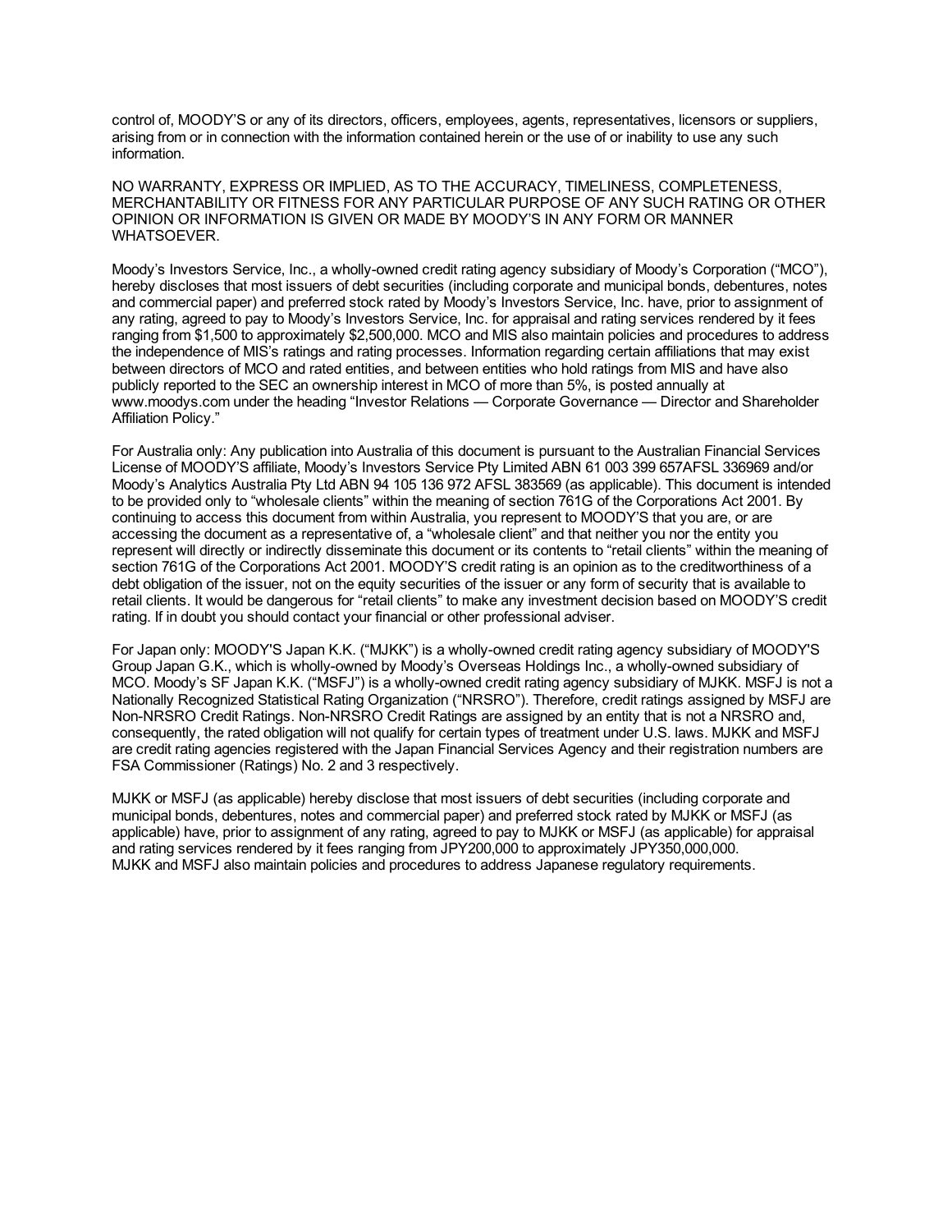control of, MOODY'S or any of its directors, officers, employees, agents, representatives, licensors or suppliers, arising from or in connection with the information contained herein or the use of or inability to use any such information.

NO WARRANTY, EXPRESS OR IMPLIED, AS TO THE ACCURACY, TIMELINESS, COMPLETENESS, MERCHANTABILITY OR FITNESS FOR ANY PARTICULAR PURPOSE OF ANY SUCH RATING OR OTHER OPINION OR INFORMATION IS GIVEN OR MADE BY MOODY'S IN ANY FORM OR MANNER WHATSOEVER.

Moody's Investors Service, Inc., a wholly-owned credit rating agency subsidiary of Moody's Corporation ("MCO"), hereby discloses that most issuers of debt securities (including corporate and municipal bonds, debentures, notes and commercial paper) and preferred stock rated by Moody's Investors Service, Inc. have, prior to assignment of any rating, agreed to pay to Moody's Investors Service, Inc. for appraisal and rating services rendered by it fees ranging from $1,500 to approximately $2,500,000. MCO and MIS also maintain policies and procedures to address the independence of MIS's ratings and rating processes. Information regarding certain affiliations that may exist between directors of MCO and rated entities, and between entities who hold ratings from MIS and have also publicly reported to the SEC an ownership interest in MCO of more than 5%, is posted annually at www.moodys.com under the heading "Investor Relations — Corporate Governance — Director and Shareholder Affiliation Policy."

For Australia only: Any publication into Australia of this document is pursuant to the Australian Financial Services License of MOODY'S affiliate, Moody's Investors Service Pty Limited ABN 61 003 399 657AFSL 336969 and/or Moody's Analytics Australia Pty Ltd ABN 94 105 136 972 AFSL 383569 (as applicable). This document is intended to be provided only to "wholesale clients" within the meaning of section 761G of the Corporations Act 2001. By continuing to access this document from within Australia, you represent to MOODY'S that you are, or are accessing the document as a representative of, a "wholesale client" and that neither you nor the entity you represent will directly or indirectly disseminate this document or its contents to "retail clients" within the meaning of section 761G of the Corporations Act 2001. MOODY'S credit rating is an opinion as to the creditworthiness of a debt obligation of the issuer, not on the equity securities of the issuer or any form of security that is available to retail clients. It would be dangerous for "retail clients" to make any investment decision based on MOODY'S credit rating. If in doubt you should contact your financial or other professional adviser.

For Japan only: MOODY'S Japan K.K. ("MJKK") is a wholly-owned credit rating agency subsidiary of MOODY'S Group Japan G.K., which is wholly-owned by Moody's Overseas Holdings Inc., a wholly-owned subsidiary of MCO. Moody's SF Japan K.K. ("MSFJ") is a wholly-owned credit rating agency subsidiary of MJKK. MSFJ is not a Nationally Recognized Statistical Rating Organization ("NRSRO"). Therefore, credit ratings assigned by MSFJ are Non-NRSRO Credit Ratings. Non-NRSRO Credit Ratings are assigned by an entity that is not a NRSRO and, consequently, the rated obligation will not qualify for certain types of treatment under U.S. laws. MJKK and MSFJ are credit rating agencies registered with the Japan Financial Services Agency and their registration numbers are FSA Commissioner (Ratings) No. 2 and 3 respectively.

MJKK or MSFJ (as applicable) hereby disclose that most issuers of debt securities (including corporate and municipal bonds, debentures, notes and commercial paper) and preferred stock rated by MJKK or MSFJ (as applicable) have, prior to assignment of any rating, agreed to pay to MJKK or MSFJ (as applicable) for appraisal and rating services rendered by it fees ranging from JPY200,000 to approximately JPY350,000,000. MJKK and MSFJ also maintain policies and procedures to address Japanese regulatory requirements.